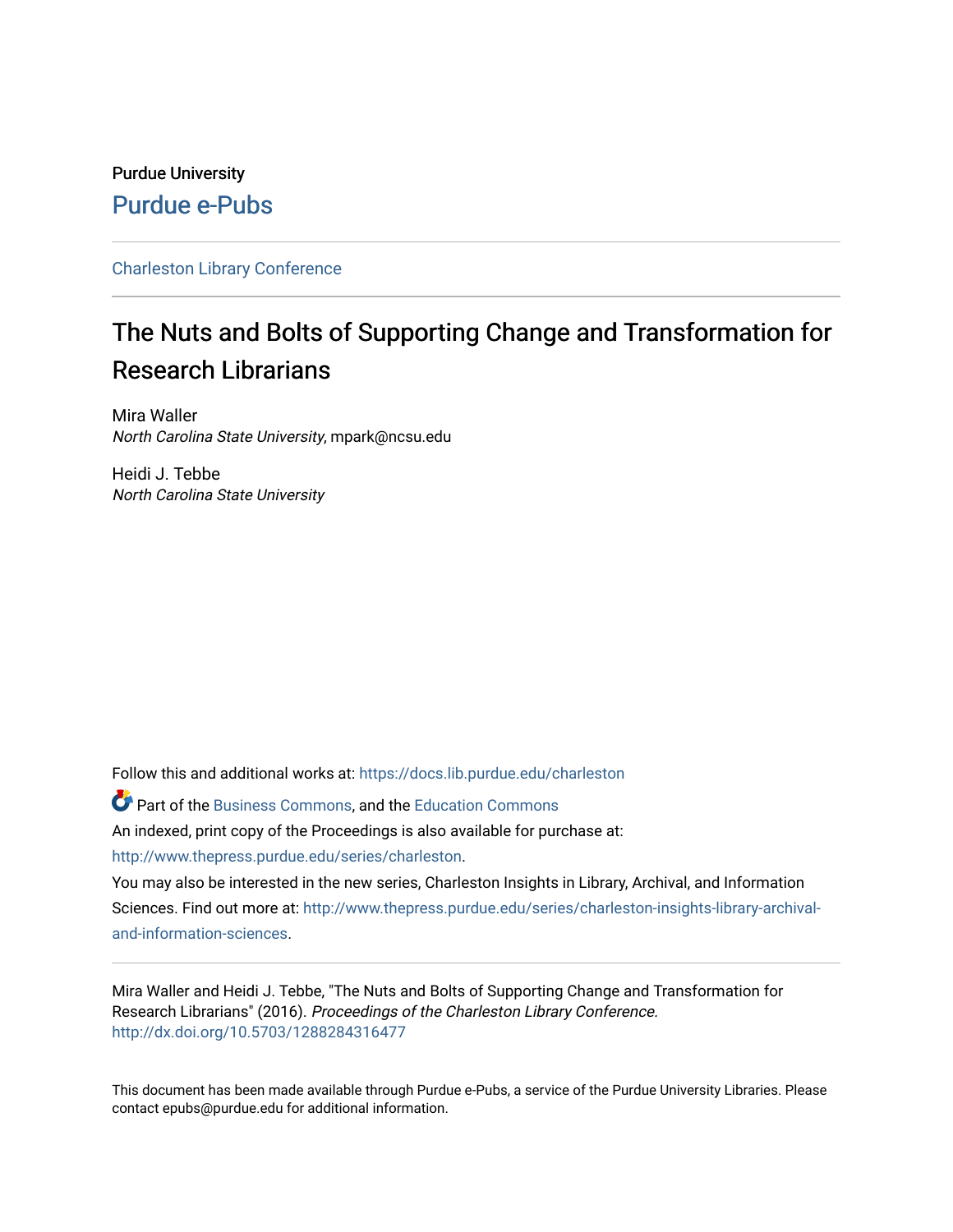Purdue University

Purdue e-Pubs

Charleston Library Conference

# The Nuts and Bolts of Supporting Change and Transformation for Research Librarians

Mira Waller
*North Carolina State University*, mpark@ncsu.edu

Heidi J. Tebbe
*North Carolina State University*

Follow this and additional works at: https://docs.lib.purdue.edu/charleston

Part of the Business Commons, and the Education Commons

An indexed, print copy of the Proceedings is also available for purchase at: http://www.thepress.purdue.edu/series/charleston.

You may also be interested in the new series, Charleston Insights in Library, Archival, and Information Sciences. Find out more at: http://www.thepress.purdue.edu/series/charleston-insights-library-archival-and-information-sciences.

Mira Waller and Heidi J. Tebbe, "The Nuts and Bolts of Supporting Change and Transformation for Research Librarians" (2016). *Proceedings of the Charleston Library Conference.* http://dx.doi.org/10.5703/1288284316477

This document has been made available through Purdue e-Pubs, a service of the Purdue University Libraries. Please contact epubs@purdue.edu for additional information.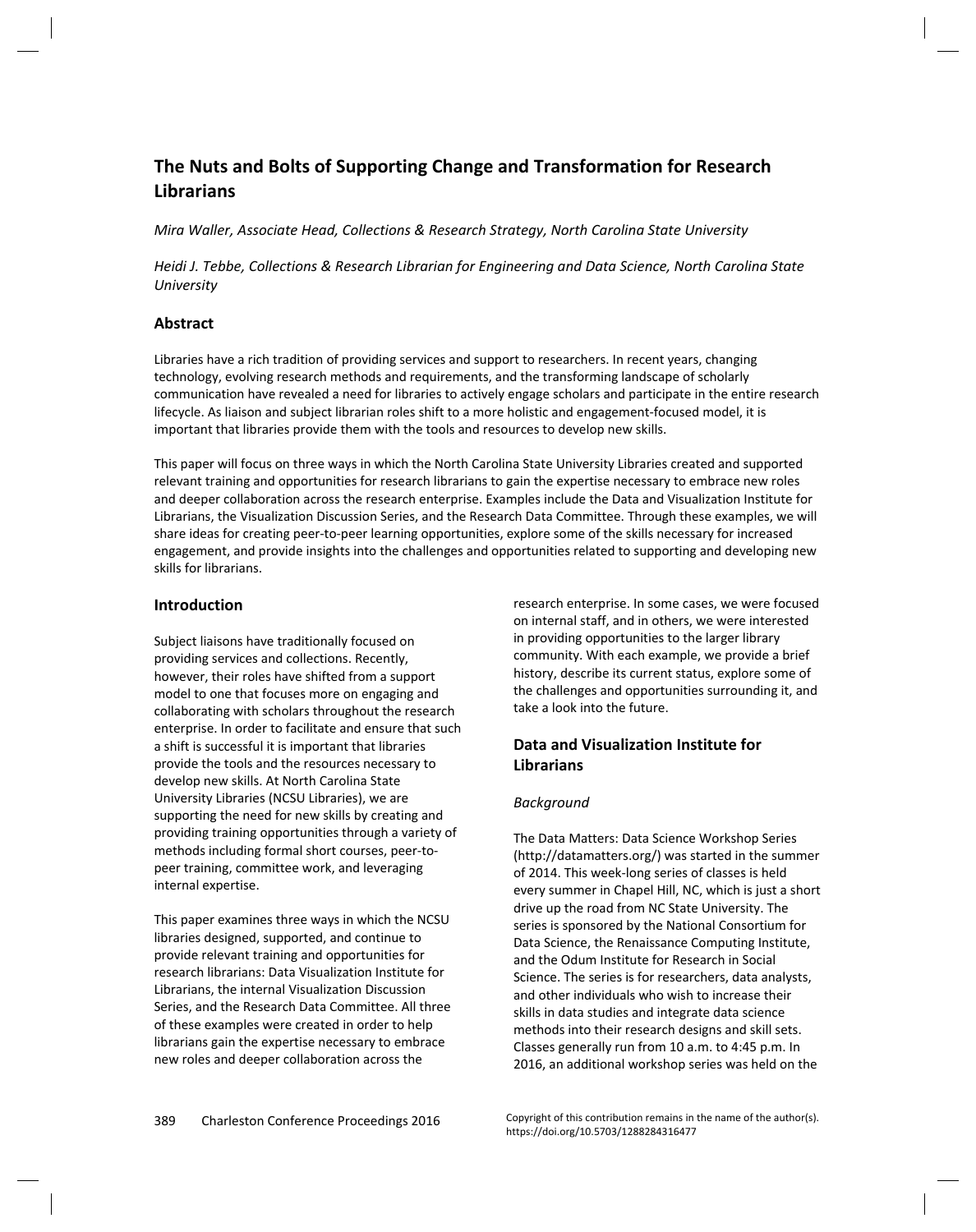# The Nuts and Bolts of Supporting Change and Transformation for Research Librarians

*Mira Waller, Associate Head, Collections & Research Strategy, North Carolina State University*

*Heidi J. Tebbe, Collections & Research Librarian for Engineering and Data Science, North Carolina State University*

## Abstract

Libraries have a rich tradition of providing services and support to researchers. In recent years, changing technology, evolving research methods and requirements, and the transforming landscape of scholarly communication have revealed a need for libraries to actively engage scholars and participate in the entire research lifecycle. As liaison and subject librarian roles shift to a more holistic and engagement-focused model, it is important that libraries provide them with the tools and resources to develop new skills.

This paper will focus on three ways in which the North Carolina State University Libraries created and supported relevant training and opportunities for research librarians to gain the expertise necessary to embrace new roles and deeper collaboration across the research enterprise. Examples include the Data and Visualization Institute for Librarians, the Visualization Discussion Series, and the Research Data Committee. Through these examples, we will share ideas for creating peer-to-peer learning opportunities, explore some of the skills necessary for increased engagement, and provide insights into the challenges and opportunities related to supporting and developing new skills for librarians.

## Introduction

Subject liaisons have traditionally focused on providing services and collections. Recently, however, their roles have shifted from a support model to one that focuses more on engaging and collaborating with scholars throughout the research enterprise. In order to facilitate and ensure that such a shift is successful it is important that libraries provide the tools and the resources necessary to develop new skills. At North Carolina State University Libraries (NCSU Libraries), we are supporting the need for new skills by creating and providing training opportunities through a variety of methods including formal short courses, peer-to-peer training, committee work, and leveraging internal expertise.

This paper examines three ways in which the NCSU libraries designed, supported, and continue to provide relevant training and opportunities for research librarians: Data Visualization Institute for Librarians, the internal Visualization Discussion Series, and the Research Data Committee. All three of these examples were created in order to help librarians gain the expertise necessary to embrace new roles and deeper collaboration across the research enterprise. In some cases, we were focused on internal staff, and in others, we were interested in providing opportunities to the larger library community. With each example, we provide a brief history, describe its current status, explore some of the challenges and opportunities surrounding it, and take a look into the future.

## Data and Visualization Institute for Librarians

### *Background*

The Data Matters: Data Science Workshop Series (http://datamatters.org/) was started in the summer of 2014. This week-long series of classes is held every summer in Chapel Hill, NC, which is just a short drive up the road from NC State University. The series is sponsored by the National Consortium for Data Science, the Renaissance Computing Institute, and the Odum Institute for Research in Social Science. The series is for researchers, data analysts, and other individuals who wish to increase their skills in data studies and integrate data science methods into their research designs and skill sets. Classes generally run from 10 a.m. to 4:45 p.m. In 2016, an additional workshop series was held on the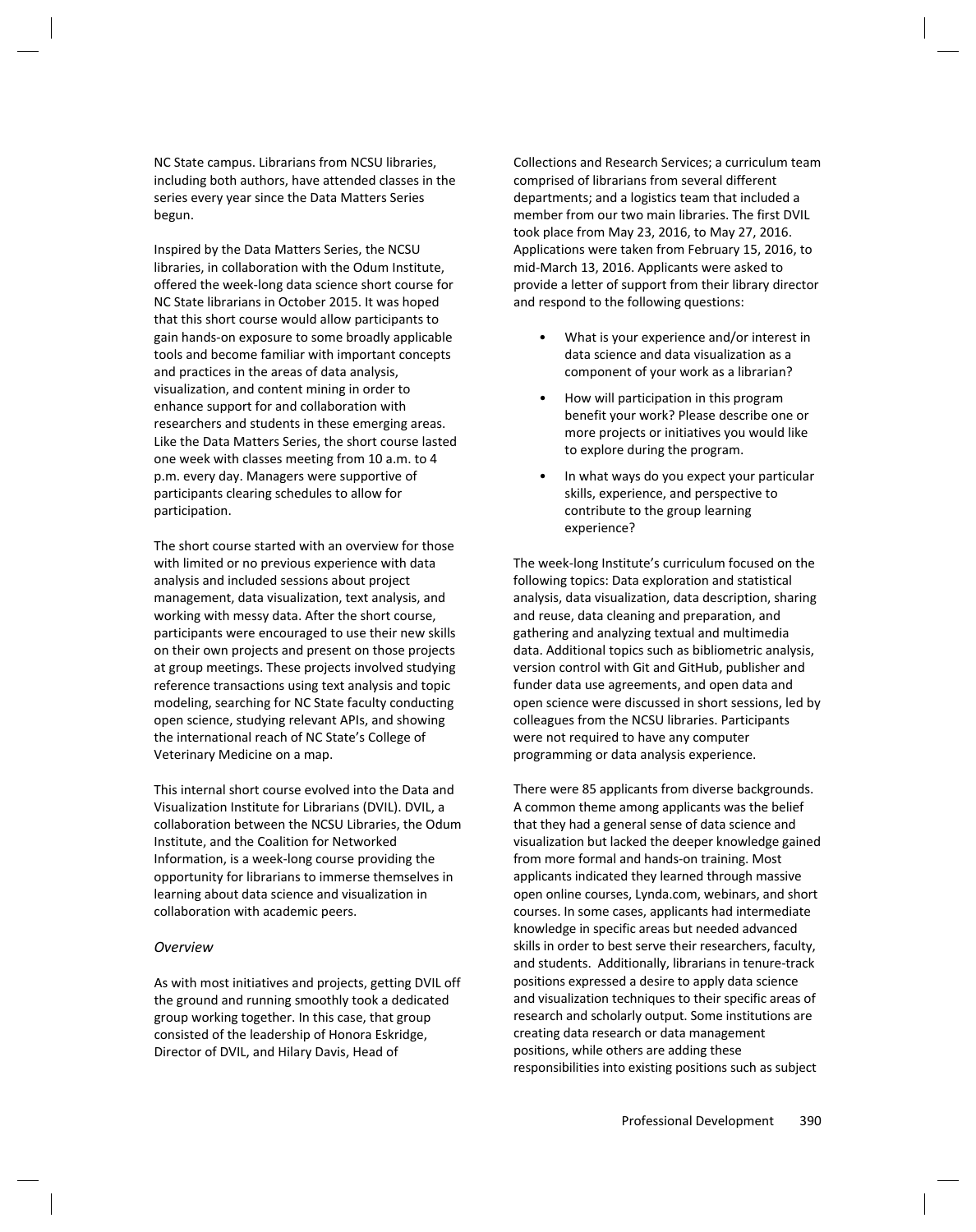NC State campus. Librarians from NCSU libraries, including both authors, have attended classes in the series every year since the Data Matters Series begun.

Inspired by the Data Matters Series, the NCSU libraries, in collaboration with the Odum Institute, offered the week-long data science short course for NC State librarians in October 2015. It was hoped that this short course would allow participants to gain hands-on exposure to some broadly applicable tools and become familiar with important concepts and practices in the areas of data analysis, visualization, and content mining in order to enhance support for and collaboration with researchers and students in these emerging areas. Like the Data Matters Series, the short course lasted one week with classes meeting from 10 a.m. to 4 p.m. every day. Managers were supportive of participants clearing schedules to allow for participation.

The short course started with an overview for those with limited or no previous experience with data analysis and included sessions about project management, data visualization, text analysis, and working with messy data. After the short course, participants were encouraged to use their new skills on their own projects and present on those projects at group meetings. These projects involved studying reference transactions using text analysis and topic modeling, searching for NC State faculty conducting open science, studying relevant APIs, and showing the international reach of NC State's College of Veterinary Medicine on a map.

This internal short course evolved into the Data and Visualization Institute for Librarians (DVIL). DVIL, a collaboration between the NCSU Libraries, the Odum Institute, and the Coalition for Networked Information, is a week-long course providing the opportunity for librarians to immerse themselves in learning about data science and visualization in collaboration with academic peers.

*Overview*

As with most initiatives and projects, getting DVIL off the ground and running smoothly took a dedicated group working together. In this case, that group consisted of the leadership of Honora Eskridge, Director of DVIL, and Hilary Davis, Head of Collections and Research Services; a curriculum team comprised of librarians from several different departments; and a logistics team that included a member from our two main libraries. The first DVIL took place from May 23, 2016, to May 27, 2016. Applications were taken from February 15, 2016, to mid-March 13, 2016. Applicants were asked to provide a letter of support from their library director and respond to the following questions:

- What is your experience and/or interest in data science and data visualization as a component of your work as a librarian?
- How will participation in this program benefit your work? Please describe one or more projects or initiatives you would like to explore during the program.
- In what ways do you expect your particular skills, experience, and perspective to contribute to the group learning experience?

The week-long Institute's curriculum focused on the following topics: Data exploration and statistical analysis, data visualization, data description, sharing and reuse, data cleaning and preparation, and gathering and analyzing textual and multimedia data. Additional topics such as bibliometric analysis, version control with Git and GitHub, publisher and funder data use agreements, and open data and open science were discussed in short sessions, led by colleagues from the NCSU libraries. Participants were not required to have any computer programming or data analysis experience.

There were 85 applicants from diverse backgrounds. A common theme among applicants was the belief that they had a general sense of data science and visualization but lacked the deeper knowledge gained from more formal and hands-on training. Most applicants indicated they learned through massive open online courses, Lynda.com, webinars, and short courses. In some cases, applicants had intermediate knowledge in specific areas but needed advanced skills in order to best serve their researchers, faculty, and students. Additionally, librarians in tenure-track positions expressed a desire to apply data science and visualization techniques to their specific areas of research and scholarly output. Some institutions are creating data research or data management positions, while others are adding these responsibilities into existing positions such as subject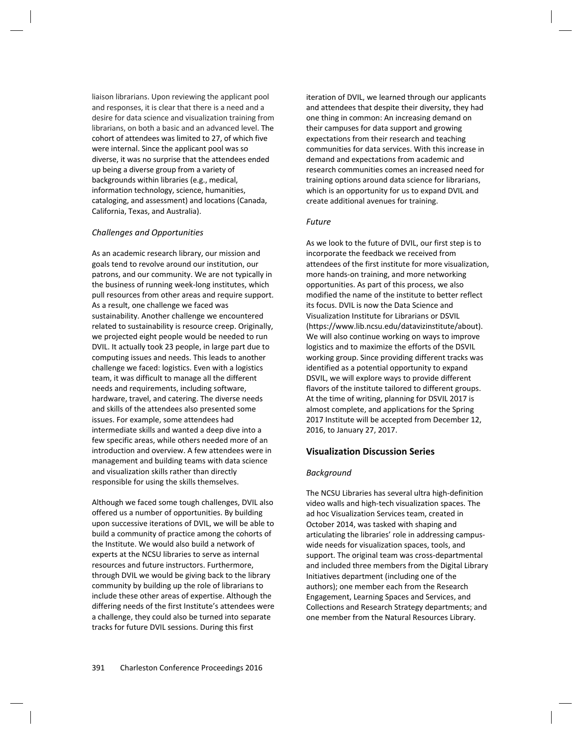liaison librarians. Upon reviewing the applicant pool and responses, it is clear that there is a need and a desire for data science and visualization training from librarians, on both a basic and an advanced level. The cohort of attendees was limited to 27, of which five were internal. Since the applicant pool was so diverse, it was no surprise that the attendees ended up being a diverse group from a variety of backgrounds within libraries (e.g., medical, information technology, science, humanities, cataloging, and assessment) and locations (Canada, California, Texas, and Australia).

*Challenges and Opportunities*

As an academic research library, our mission and goals tend to revolve around our institution, our patrons, and our community. We are not typically in the business of running week-long institutes, which pull resources from other areas and require support. As a result, one challenge we faced was sustainability. Another challenge we encountered related to sustainability is resource creep. Originally, we projected eight people would be needed to run DVIL. It actually took 23 people, in large part due to computing issues and needs. This leads to another challenge we faced: logistics. Even with a logistics team, it was difficult to manage all the different needs and requirements, including software, hardware, travel, and catering. The diverse needs and skills of the attendees also presented some issues. For example, some attendees had intermediate skills and wanted a deep dive into a few specific areas, while others needed more of an introduction and overview. A few attendees were in management and building teams with data science and visualization skills rather than directly responsible for using the skills themselves.

Although we faced some tough challenges, DVIL also offered us a number of opportunities. By building upon successive iterations of DVIL, we will be able to build a community of practice among the cohorts of the Institute. We would also build a network of experts at the NCSU libraries to serve as internal resources and future instructors. Furthermore, through DVIL we would be giving back to the library community by building up the role of librarians to include these other areas of expertise. Although the differing needs of the first Institute's attendees were a challenge, they could also be turned into separate tracks for future DVIL sessions. During this first iteration of DVIL, we learned through our applicants and attendees that despite their diversity, they had one thing in common: An increasing demand on their campuses for data support and growing expectations from their research and teaching communities for data services. With this increase in demand and expectations from academic and research communities comes an increased need for training options around data science for librarians, which is an opportunity for us to expand DVIL and create additional avenues for training.

*Future*

As we look to the future of DVIL, our first step is to incorporate the feedback we received from attendees of the first institute for more visualization, more hands-on training, and more networking opportunities. As part of this process, we also modified the name of the institute to better reflect its focus. DVIL is now the Data Science and Visualization Institute for Librarians or DSVIL (https://www.lib.ncsu.edu/datavizinstitute/about). We will also continue working on ways to improve logistics and to maximize the efforts of the DSVIL working group. Since providing different tracks was identified as a potential opportunity to expand DSVIL, we will explore ways to provide different flavors of the institute tailored to different groups. At the time of writing, planning for DSVIL 2017 is almost complete, and applications for the Spring 2017 Institute will be accepted from December 12, 2016, to January 27, 2017.

## Visualization Discussion Series

*Background*

The NCSU Libraries has several ultra high-definition video walls and high-tech visualization spaces. The ad hoc Visualization Services team, created in October 2014, was tasked with shaping and articulating the libraries' role in addressing campus-wide needs for visualization spaces, tools, and support. The original team was cross-departmental and included three members from the Digital Library Initiatives department (including one of the authors); one member each from the Research Engagement, Learning Spaces and Services, and Collections and Research Strategy departments; and one member from the Natural Resources Library.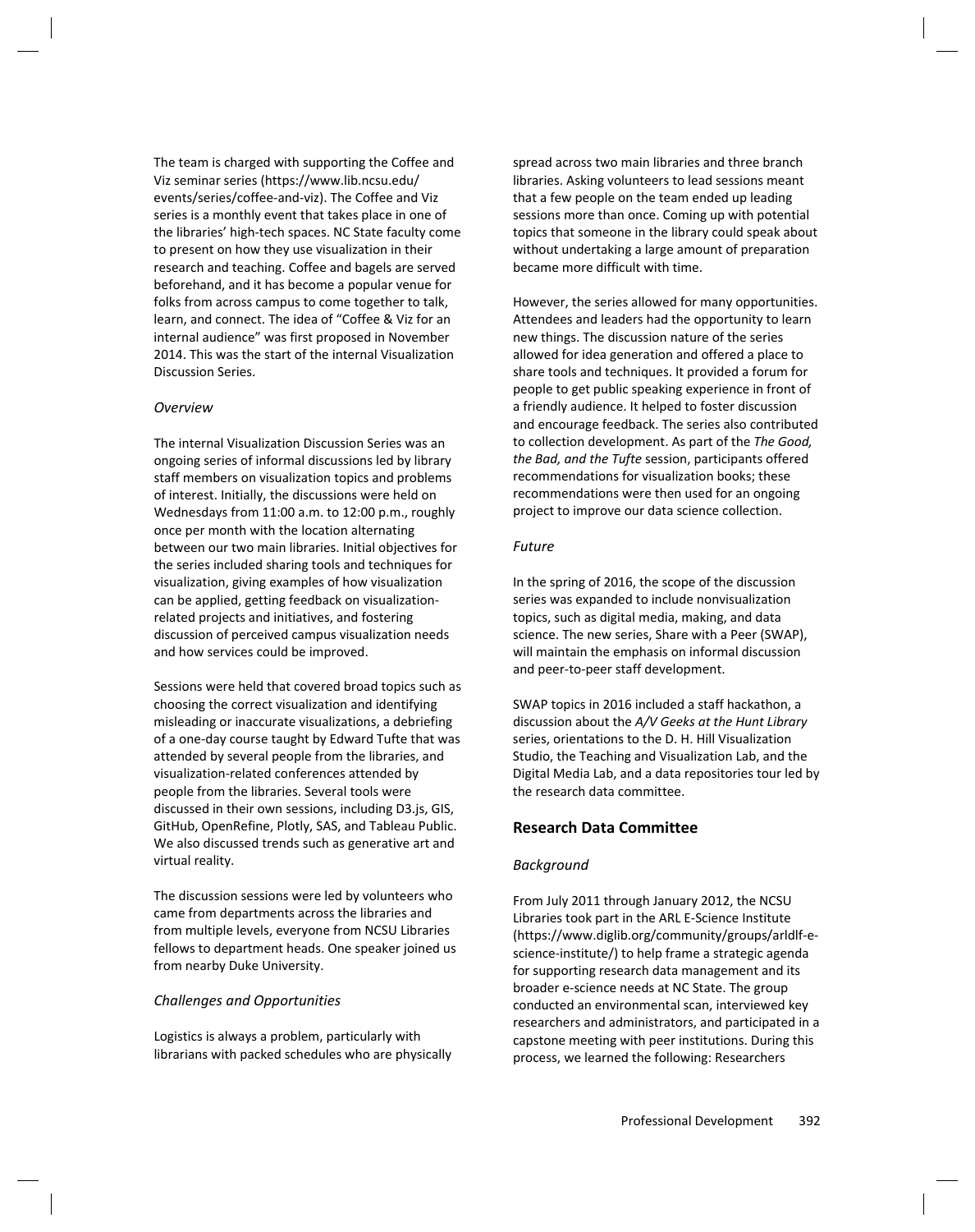The team is charged with supporting the Coffee and Viz seminar series (https://www.lib.ncsu.edu/events/series/coffee-and-viz). The Coffee and Viz series is a monthly event that takes place in one of the libraries' high-tech spaces. NC State faculty come to present on how they use visualization in their research and teaching. Coffee and bagels are served beforehand, and it has become a popular venue for folks from across campus to come together to talk, learn, and connect. The idea of "Coffee & Viz for an internal audience" was first proposed in November 2014. This was the start of the internal Visualization Discussion Series.

### *Overview*

The internal Visualization Discussion Series was an ongoing series of informal discussions led by library staff members on visualization topics and problems of interest. Initially, the discussions were held on Wednesdays from 11:00 a.m. to 12:00 p.m., roughly once per month with the location alternating between our two main libraries. Initial objectives for the series included sharing tools and techniques for visualization, giving examples of how visualization can be applied, getting feedback on visualization-related projects and initiatives, and fostering discussion of perceived campus visualization needs and how services could be improved.

Sessions were held that covered broad topics such as choosing the correct visualization and identifying misleading or inaccurate visualizations, a debriefing of a one-day course taught by Edward Tufte that was attended by several people from the libraries, and visualization-related conferences attended by people from the libraries. Several tools were discussed in their own sessions, including D3.js, GIS, GitHub, OpenRefine, Plotly, SAS, and Tableau Public. We also discussed trends such as generative art and virtual reality.

The discussion sessions were led by volunteers who came from departments across the libraries and from multiple levels, everyone from NCSU Libraries fellows to department heads. One speaker joined us from nearby Duke University.

### *Challenges and Opportunities*

Logistics is always a problem, particularly with librarians with packed schedules who are physically spread across two main libraries and three branch libraries. Asking volunteers to lead sessions meant that a few people on the team ended up leading sessions more than once. Coming up with potential topics that someone in the library could speak about without undertaking a large amount of preparation became more difficult with time.

However, the series allowed for many opportunities. Attendees and leaders had the opportunity to learn new things. The discussion nature of the series allowed for idea generation and offered a place to share tools and techniques. It provided a forum for people to get public speaking experience in front of a friendly audience. It helped to foster discussion and encourage feedback. The series also contributed to collection development. As part of the *The Good, the Bad, and the Tufte* session, participants offered recommendations for visualization books; these recommendations were then used for an ongoing project to improve our data science collection.

### *Future*

In the spring of 2016, the scope of the discussion series was expanded to include nonvisualization topics, such as digital media, making, and data science. The new series, Share with a Peer (SWAP), will maintain the emphasis on informal discussion and peer-to-peer staff development.

SWAP topics in 2016 included a staff hackathon, a discussion about the *A/V Geeks at the Hunt Library* series, orientations to the D. H. Hill Visualization Studio, the Teaching and Visualization Lab, and the Digital Media Lab, and a data repositories tour led by the research data committee.

## Research Data Committee

### *Background*

From July 2011 through January 2012, the NCSU Libraries took part in the ARL E-Science Institute (https://www.diglib.org/community/groups/arldlf-e-science-institute/) to help frame a strategic agenda for supporting research data management and its broader e-science needs at NC State. The group conducted an environmental scan, interviewed key researchers and administrators, and participated in a capstone meeting with peer institutions. During this process, we learned the following: Researchers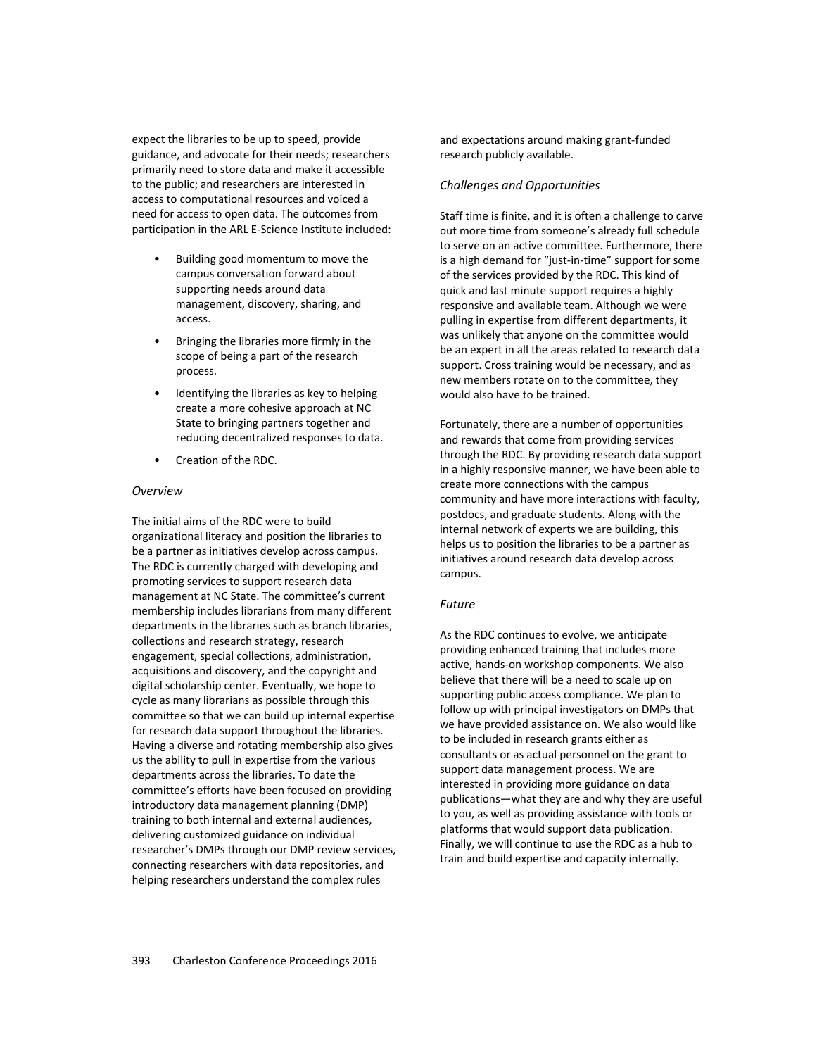expect the libraries to be up to speed, provide guidance, and advocate for their needs; researchers primarily need to store data and make it accessible to the public; and researchers are interested in access to computational resources and voiced a need for access to open data. The outcomes from participation in the ARL E-Science Institute included:

- Building good momentum to move the campus conversation forward about supporting needs around data management, discovery, sharing, and access.
- Bringing the libraries more firmly in the scope of being a part of the research process.
- Identifying the libraries as key to helping create a more cohesive approach at NC State to bringing partners together and reducing decentralized responses to data.
- Creation of the RDC.

*Overview*

The initial aims of the RDC were to build organizational literacy and position the libraries to be a partner as initiatives develop across campus. The RDC is currently charged with developing and promoting services to support research data management at NC State. The committee's current membership includes librarians from many different departments in the libraries such as branch libraries, collections and research strategy, research engagement, special collections, administration, acquisitions and discovery, and the copyright and digital scholarship center. Eventually, we hope to cycle as many librarians as possible through this committee so that we can build up internal expertise for research data support throughout the libraries. Having a diverse and rotating membership also gives us the ability to pull in expertise from the various departments across the libraries. To date the committee's efforts have been focused on providing introductory data management planning (DMP) training to both internal and external audiences, delivering customized guidance on individual researcher's DMPs through our DMP review services, connecting researchers with data repositories, and helping researchers understand the complex rules and expectations around making grant-funded research publicly available.

*Challenges and Opportunities*

Staff time is finite, and it is often a challenge to carve out more time from someone's already full schedule to serve on an active committee. Furthermore, there is a high demand for "just-in-time" support for some of the services provided by the RDC. This kind of quick and last minute support requires a highly responsive and available team. Although we were pulling in expertise from different departments, it was unlikely that anyone on the committee would be an expert in all the areas related to research data support. Cross training would be necessary, and as new members rotate on to the committee, they would also have to be trained.

Fortunately, there are a number of opportunities and rewards that come from providing services through the RDC. By providing research data support in a highly responsive manner, we have been able to create more connections with the campus community and have more interactions with faculty, postdocs, and graduate students. Along with the internal network of experts we are building, this helps us to position the libraries to be a partner as initiatives around research data develop across campus.

*Future*

As the RDC continues to evolve, we anticipate providing enhanced training that includes more active, hands-on workshop components. We also believe that there will be a need to scale up on supporting public access compliance. We plan to follow up with principal investigators on DMPs that we have provided assistance on. We also would like to be included in research grants either as consultants or as actual personnel on the grant to support data management process. We are interested in providing more guidance on data publications—what they are and why they are useful to you, as well as providing assistance with tools or platforms that would support data publication. Finally, we will continue to use the RDC as a hub to train and build expertise and capacity internally.